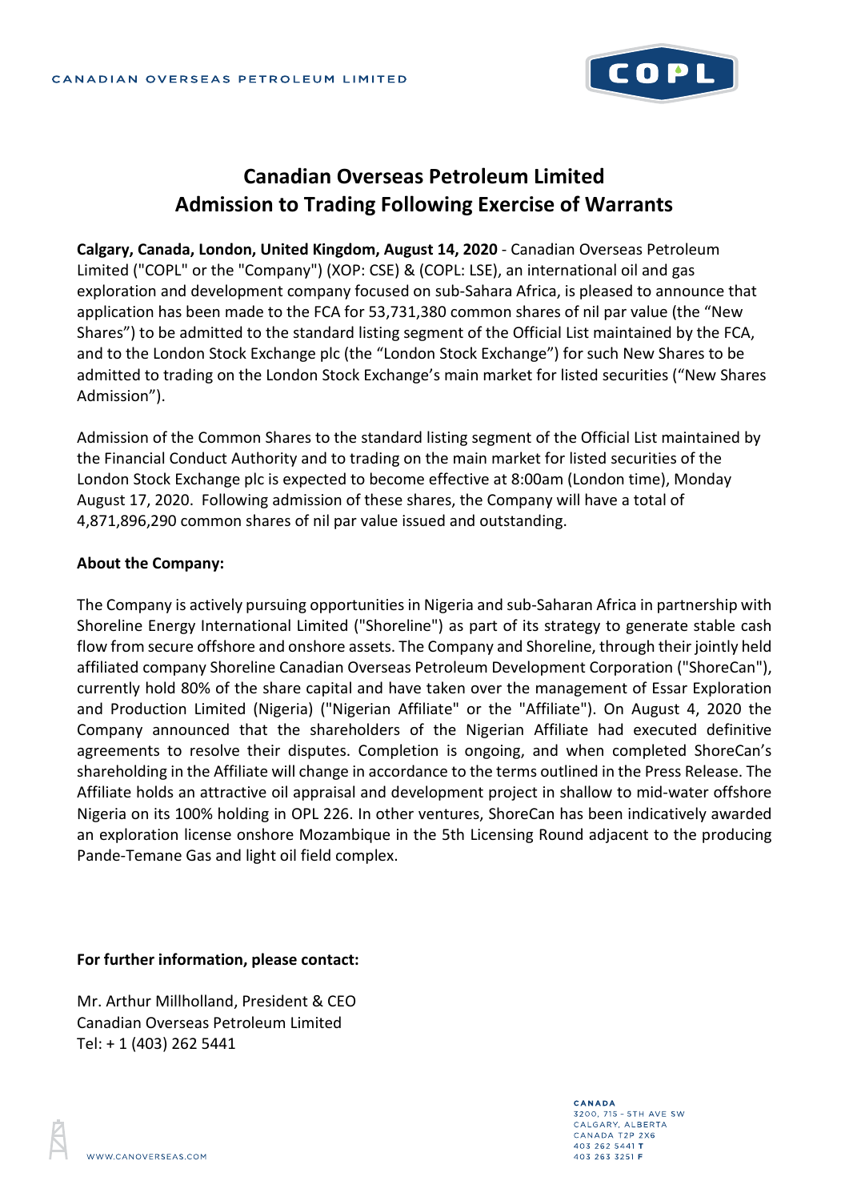# Canadian Overseas Petroleum Limited
## Admission to Trading Following Exercise of Warrants

**Calgary, Canada, London, United Kingdom, August 14, 2020** - Canadian Overseas Petroleum Limited ("COPL" or the "Company") (XOP: CSE) & (COPL: LSE), an international oil and gas exploration and development company focused on sub-Sahara Africa, is pleased to announce that application has been made to the FCA for 53,731,380 common shares of nil par value (the "New Shares") to be admitted to the standard listing segment of the Official List maintained by the FCA, and to the London Stock Exchange plc (the "London Stock Exchange") for such New Shares to be admitted to trading on the London Stock Exchange's main market for listed securities ("New Shares Admission").

Admission of the Common Shares to the standard listing segment of the Official List maintained by the Financial Conduct Authority and to trading on the main market for listed securities of the London Stock Exchange plc is expected to become effective at 8:00am (London time), Monday August 17, 2020. Following admission of these shares, the Company will have a total of 4,871,896,290 common shares of nil par value issued and outstanding.

**About the Company:**

The Company is actively pursuing opportunities in Nigeria and sub-Saharan Africa in partnership with Shoreline Energy International Limited ("Shoreline") as part of its strategy to generate stable cash flow from secure offshore and onshore assets. The Company and Shoreline, through their jointly held affiliated company Shoreline Canadian Overseas Petroleum Development Corporation ("ShoreCan"), currently hold 80% of the share capital and have taken over the management of Essar Exploration and Production Limited (Nigeria) ("Nigerian Affiliate" or the "Affiliate"). On August 4, 2020 the Company announced that the shareholders of the Nigerian Affiliate had executed definitive agreements to resolve their disputes. Completion is ongoing, and when completed ShoreCan's shareholding in the Affiliate will change in accordance to the terms outlined in the Press Release. The Affiliate holds an attractive oil appraisal and development project in shallow to mid-water offshore Nigeria on its 100% holding in OPL 226. In other ventures, ShoreCan has been indicatively awarded an exploration license onshore Mozambique in the 5th Licensing Round adjacent to the producing Pande-Temane Gas and light oil field complex.

**For further information, please contact:**

Mr. Arthur Millholland, President & CEO
Canadian Overseas Petroleum Limited
Tel: + 1 (403) 262 5441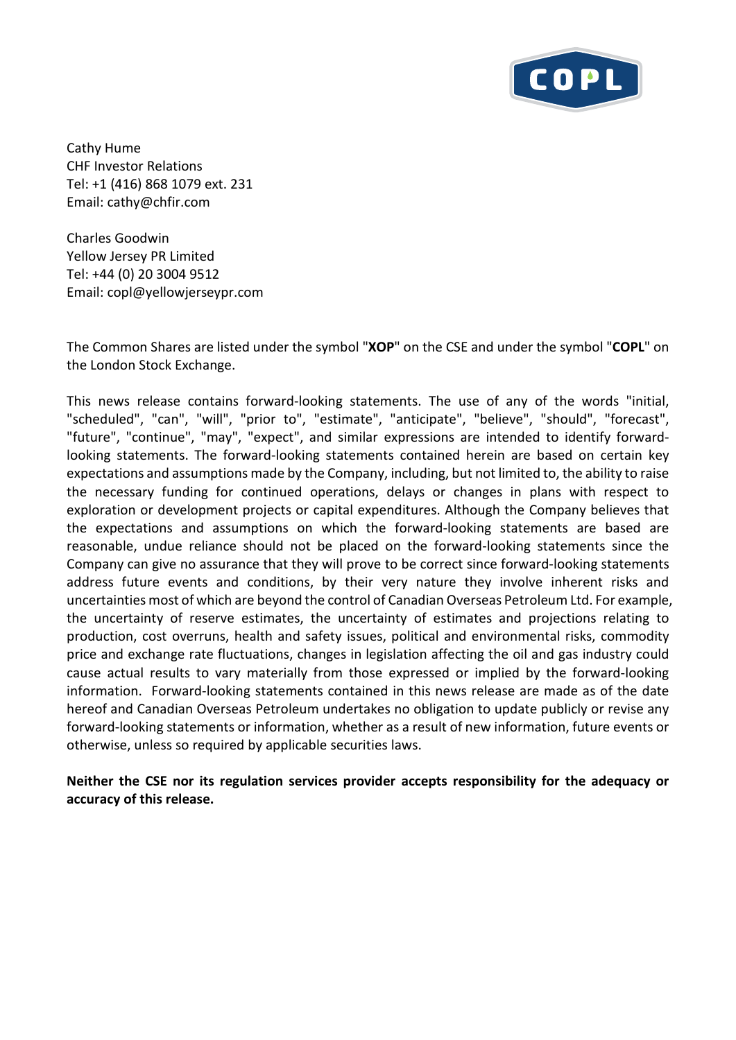Cathy Hume
CHF Investor Relations
Tel: +1 (416) 868 1079 ext. 231
Email: cathy@chfir.com

Charles Goodwin
Yellow Jersey PR Limited
Tel: +44 (0) 20 3004 9512
Email: copl@yellowjerseypr.com

The Common Shares are listed under the symbol "**XOP**" on the CSE and under the symbol "**COPL**" on the London Stock Exchange.

This news release contains forward-looking statements. The use of any of the words "initial, "scheduled", "can", "will", "prior to", "estimate", "anticipate", "believe", "should", "forecast", "future", "continue", "may", "expect", and similar expressions are intended to identify forward-looking statements. The forward-looking statements contained herein are based on certain key expectations and assumptions made by the Company, including, but not limited to, the ability to raise the necessary funding for continued operations, delays or changes in plans with respect to exploration or development projects or capital expenditures. Although the Company believes that the expectations and assumptions on which the forward-looking statements are based are reasonable, undue reliance should not be placed on the forward-looking statements since the Company can give no assurance that they will prove to be correct since forward-looking statements address future events and conditions, by their very nature they involve inherent risks and uncertainties most of which are beyond the control of Canadian Overseas Petroleum Ltd. For example, the uncertainty of reserve estimates, the uncertainty of estimates and projections relating to production, cost overruns, health and safety issues, political and environmental risks, commodity price and exchange rate fluctuations, changes in legislation affecting the oil and gas industry could cause actual results to vary materially from those expressed or implied by the forward-looking information. Forward-looking statements contained in this news release are made as of the date hereof and Canadian Overseas Petroleum undertakes no obligation to update publicly or revise any forward-looking statements or information, whether as a result of new information, future events or otherwise, unless so required by applicable securities laws.

**Neither the CSE nor its regulation services provider accepts responsibility for the adequacy or accuracy of this release.**